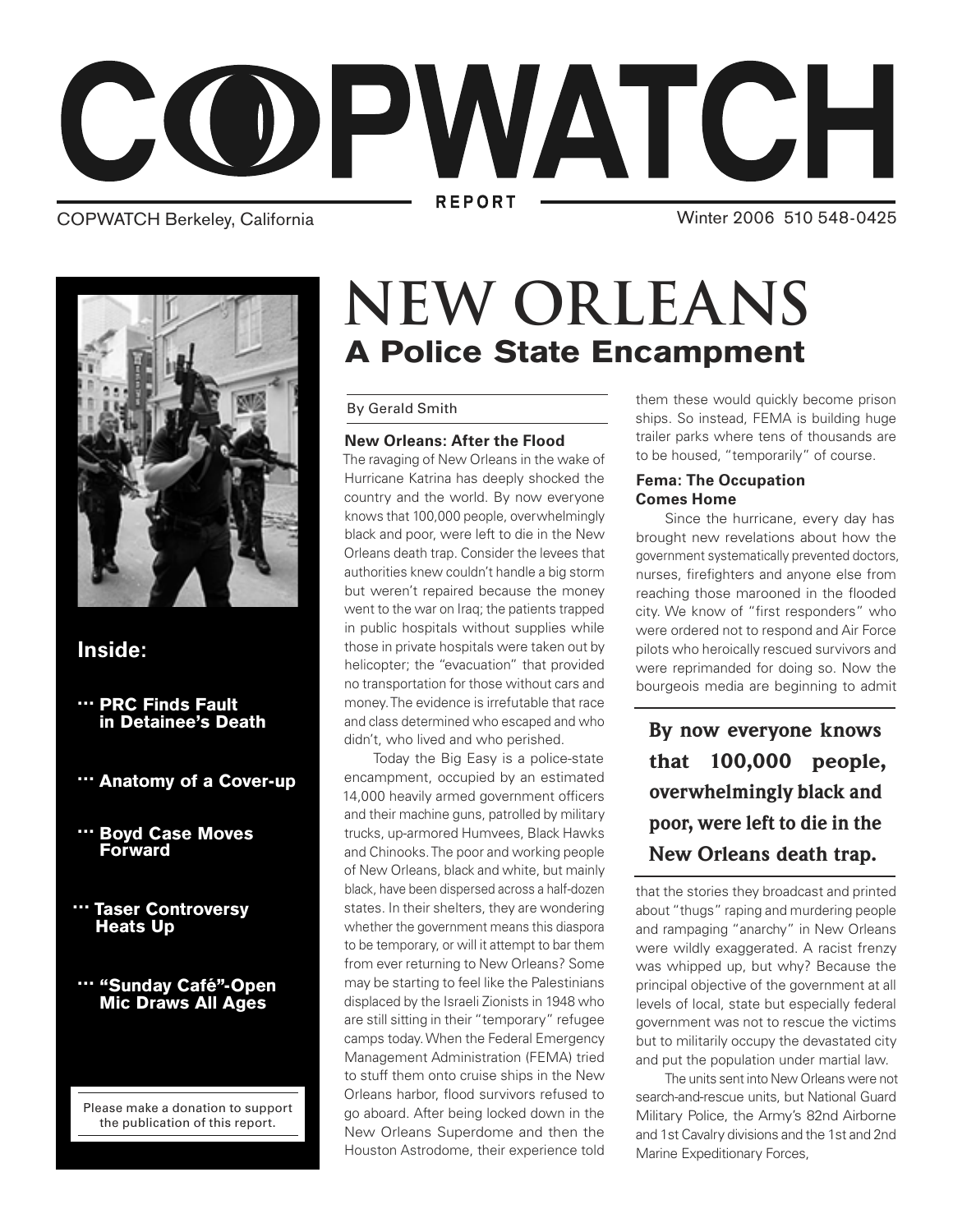# COPWATCH

REPORT

COPWATCH Berkeley, California

Winter 2006 510 548-0425

**Inside:**

- PRC Finds Fault in Detainee's Death
- Anatomy of a Cover-up
- Boyd Case Moves Forward
- Taser Controversy Heats Up
- "Sunday Café"-Open Mic Draws All Ages

Please make a donation to support the publication of this report.

# NEW ORLEANS

## A Police State Encampment

By Gerald Smith

### New Orleans: After the Flood

The ravaging of New Orleans in the wake of Hurricane Katrina has deeply shocked the country and the world. By now everyone knows that 100,000 people, overwhelmingly black and poor, were left to die in the New Orleans death trap. Consider the levees that authorities knew couldn't handle a big storm but weren't repaired because the money went to the war on Iraq; the patients trapped in public hospitals without supplies while those in private hospitals were taken out by helicopter; the "evacuation" that provided no transportation for those without cars and money. The evidence is irrefutable that race and class determined who escaped and who didn't, who lived and who perished.

Today the Big Easy is a police-state encampment, occupied by an estimated 14,000 heavily armed government officers and their machine guns, patrolled by military trucks, up-armored Humvees, Black Hawks and Chinooks. The poor and working people of New Orleans, black and white, but mainly black, have been dispersed across a half-dozen states. In their shelters, they are wondering whether the government means this diaspora to be temporary, or will it attempt to bar them from ever returning to New Orleans? Some may be starting to feel like the Palestinians displaced by the Israeli Zionists in 1948 who are still sitting in their "temporary" refugee camps today. When the Federal Emergency Management Administration (FEMA) tried to stuff them onto cruise ships in the New Orleans harbor, flood survivors refused to go aboard. After being locked down in the New Orleans Superdome and then the Houston Astrodome, their experience told them these would quickly become prison ships. So instead, FEMA is building huge trailer parks where tens of thousands are to be housed, "temporarily" of course.

### Fema: The Occupation Comes Home

Since the hurricane, every day has brought new revelations about how the government systematically prevented doctors, nurses, firefighters and anyone else from reaching those marooned in the flooded city. We know of "first responders" who were ordered not to respond and Air Force pilots who heroically rescued survivors and were reprimanded for doing so. Now the bourgeois media are beginning to admit that the stories they broadcast and printed about "thugs" raping and murdering people and rampaging "anarchy" in New Orleans were wildly exaggerated. A racist frenzy was whipped up, but why? Because the principal objective of the government at all levels of local, state but especially federal government was not to rescue the victims but to militarily occupy the devastated city and put the population under martial law.

> **By now everyone knows that 100,000 people, overwhelmingly black and poor, were left to die in the New Orleans death trap.**

The units sent into New Orleans were not search-and-rescue units, but National Guard Military Police, the Army's 82nd Airborne and 1st Cavalry divisions and the 1st and 2nd Marine Expeditionary Forces,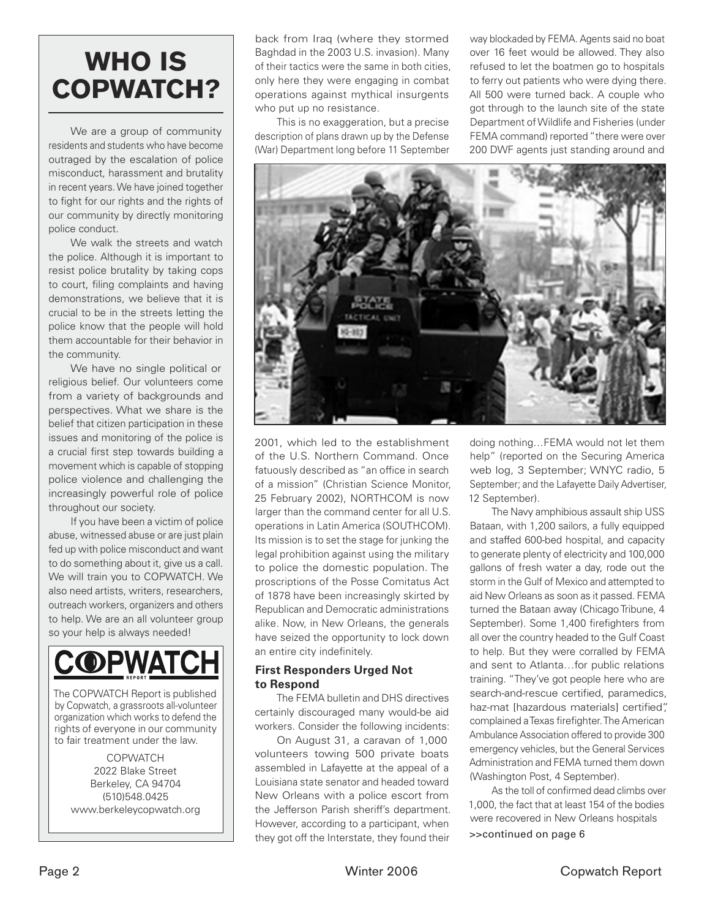## WHO IS COPWATCH?

We are a group of community residents and students who have become outraged by the escalation of police misconduct, harassment and brutality in recent years. We have joined together to fight for our rights and the rights of our community by directly monitoring police conduct.

We walk the streets and watch the police. Although it is important to resist police brutality by taking cops to court, filing complaints and having demonstrations, we believe that it is crucial to be in the streets letting the police know that the people will hold them accountable for their behavior in the community.

We have no single political or religious belief. Our volunteers come from a variety of backgrounds and perspectives. What we share is the belief that citizen participation in these issues and monitoring of the police is a crucial first step towards building a movement which is capable of stopping police violence and challenging the increasingly powerful role of police throughout our society.

If you have been a victim of police abuse, witnessed abuse or are just plain fed up with police misconduct and want to do something about it, give us a call. We will train you to COPWATCH. We also need artists, writers, researchers, outreach workers, organizers and others to help. We are an all volunteer group so your help is always needed!

**COPWATCH REPORT**

The COPWATCH Report is published by Copwatch, a grassroots all-volunteer organization which works to defend the rights of everyone in our community to fair treatment under the law.

COPWATCH
2022 Blake Street
Berkeley, CA 94704
(510)548.0425
www.berkeleycopwatch.org

---

back from Iraq (where they stormed Baghdad in the 2003 U.S. invasion). Many of their tactics were the same in both cities, only here they were engaging in combat operations against mythical insurgents who put up no resistance.

This is no exaggeration, but a precise description of plans drawn up by the Defense (War) Department long before 11 September 2001, which led to the establishment of the U.S. Northern Command. Once fatuously described as "an office in search of a mission" (Christian Science Monitor, 25 February 2002), NORTHCOM is now larger than the command center for all U.S. operations in Latin America (SOUTHCOM). Its mission is to set the stage for junking the legal prohibition against using the military to police the domestic population. The proscriptions of the Posse Comitatus Act of 1878 have been increasingly skirted by Republican and Democratic administrations alike. Now, in New Orleans, the generals have seized the opportunity to lock down an entire city indefinitely.

### First Responders Urged Not to Respond

The FEMA bulletin and DHS directives certainly discouraged many would-be aid workers. Consider the following incidents:

On August 31, a caravan of 1,000 volunteers towing 500 private boats assembled in Lafayette at the appeal of a Louisiana state senator and headed toward New Orleans with a police escort from the Jefferson Parish sheriff's department. However, according to a participant, when they got off the Interstate, they found their way blockaded by FEMA. Agents said no boat over 16 feet would be allowed. They also refused to let the boatmen go to hospitals to ferry out patients who were dying there. All 500 were turned back. A couple who got through to the launch site of the state Department of Wildlife and Fisheries (under FEMA command) reported "there were over 200 DWF agents just standing around and doing nothing…FEMA would not let them help" (reported on the Securing America web log, 3 September; WNYC radio, 5 September; and the Lafayette Daily Advertiser, 12 September).

The Navy amphibious assault ship USS Bataan, with 1,200 sailors, a fully equipped and staffed 600-bed hospital, and capacity to generate plenty of electricity and 100,000 gallons of fresh water a day, rode out the storm in the Gulf of Mexico and attempted to aid New Orleans as soon as it passed. FEMA turned the Bataan away (Chicago Tribune, 4 September). Some 1,400 firefighters from all over the country headed to the Gulf Coast to help. But they were corralled by FEMA and sent to Atlanta…for public relations training. "They've got people here who are search-and-rescue certified, paramedics, haz-mat [hazardous materials] certified", complained a Texas firefighter. The American Ambulance Association offered to provide 300 emergency vehicles, but the General Services Administration and FEMA turned them down (Washington Post, 4 September).

As the toll of confirmed dead climbs over 1,000, the fact that at least 154 of the bodies were recovered in New Orleans hospitals

>>continued on page 6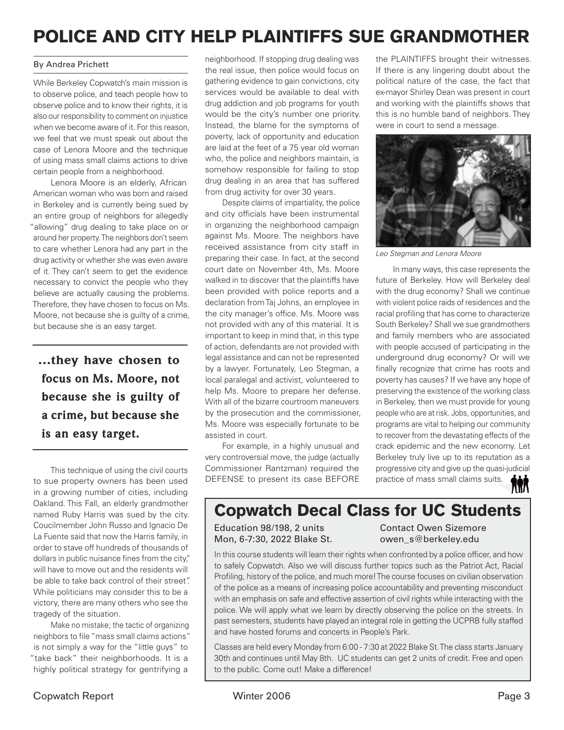# POLICE AND CITY HELP PLAINTIFFS SUE GRANDMOTHER

By Andrea Prichett

While Berkeley Copwatch's main mission is to observe police, and teach people how to observe police and to know their rights, it is also our responsibility to comment on injustice when we become aware of it. For this reason, we feel that we must speak out about the case of Lenora Moore and the technique of using mass small claims actions to drive certain people from a neighborhood.

Lenora Moore is an elderly, African American woman who was born and raised in Berkeley and is currently being sued by an entire group of neighbors for allegedly "allowing" drug dealing to take place on or around her property. The neighbors don't seem to care whether Lenora had any part in the drug activity or whether she was even aware of it. They can't seem to get the evidence necessary to convict the people who they believe are actually causing the problems. Therefore, they have chosen to focus on Ms. Moore, not because she is guilty of a crime, but because she is an easy target.

> **...they have chosen to focus on Ms. Moore, not because she is guilty of a crime, but because she is an easy target.**

This technique of using the civil courts to sue property owners has been used in a growing number of cities, including Oakland. This Fall, an elderly grandmother named Ruby Harris was sued by the city. Coucilmember John Russo and Ignacio De La Fuente said that now the Harris family, in order to stave off hundreds of thousands of dollars in public nuisance fines from the city," will have to move out and the residents will be able to take back control of their street". While politicians may consider this to be a victory, there are many others who see the tragedy of the situation.

Make no mistake; the tactic of organizing neighbors to file "mass small claims actions" is not simply a way for the "little guys" to "take back" their neighborhoods. It is a highly political strategy for gentrifying a neighborhood. If stopping drug dealing was the real issue, then police would focus on gathering evidence to gain convictions, city services would be available to deal with drug addiction and job programs for youth would be the city's number one priority. Instead, the blame for the symptoms of poverty, lack of opportunity and education are laid at the feet of a 75 year old woman who, the police and neighbors maintain, is somehow responsible for failing to stop drug dealing in an area that has suffered from drug activity for over 30 years.

Despite claims of impartiality, the police and city officials have been instrumental in organizing the neighborhood campaign against Ms. Moore. The neighbors have received assistance from city staff in preparing their case. In fact, at the second court date on November 4th, Ms. Moore walked in to discover that the plaintiffs have been provided with police reports and a declaration from Taj Johns, an employee in the city manager's office. Ms. Moore was not provided with any of this material. It is important to keep in mind that, in this type of action, defendants are not provided with legal assistance and can not be represented by a lawyer. Fortunately, Leo Stegman, a local paralegal and activist, volunteered to help Ms. Moore to prepare her defense. With all of the bizarre courtroom maneuvers by the prosecution and the commissioner, Ms. Moore was especially fortunate to be assisted in court.

For example, in a highly unusual and very controversial move, the judge (actually Commissioner Rantzman) required the DEFENSE to present its case BEFORE the PLAINTIFFS brought their witnesses. If there is any lingering doubt about the political nature of the case, the fact that ex-mayor Shirley Dean was present in court and working with the plaintiffs shows that this is no humble band of neighbors. They were in court to send a message.

*Leo Stegman and Lenora Moore*

In many ways, this case represents the future of Berkeley. How will Berkeley deal with the drug economy? Shall we continue with violent police raids of residences and the racial profiling that has come to characterize South Berkeley? Shall we sue grandmothers and family members who are associated with people accused of participating in the underground drug economy? Or will we finally recognize that crime has roots and poverty has causes? If we have any hope of preserving the existence of the working class in Berkeley, then we must provide for young people who are at risk. Jobs, opportunities, and programs are vital to helping our community to recover from the devastating effects of the crack epidemic and the new economy. Let Berkeley truly live up to its reputation as a progressive city and give up the quasi-judicial practice of mass small claims suits.

## Copwatch Decal Class for UC Students

Education 98/198, 2 units
Mon, 6-7:30, 2022 Blake St.

Contact Owen Sizemore
owen_s@berkeley.edu

In this course students will learn their rights when confronted by a police officer, and how to safely Copwatch. Also we will discuss further topics such as the Patriot Act, Racial Profiling, history of the police, and much more! The course focuses on civilian observation of the police as a means of increasing police accountability and preventing misconduct with an emphasis on safe and effective assertion of civil rights while interacting with the police. We will apply what we learn by directly observing the police on the streets. In past semesters, students have played an integral role in getting the UCPRB fully staffed and have hosted forums and concerts in People's Park.

Classes are held every Monday from 6:00 - 7:30 at 2022 Blake St. The class starts January 30th and continues until May 8th. UC students can get 2 units of credit. Free and open to the public. Come out! Make a difference!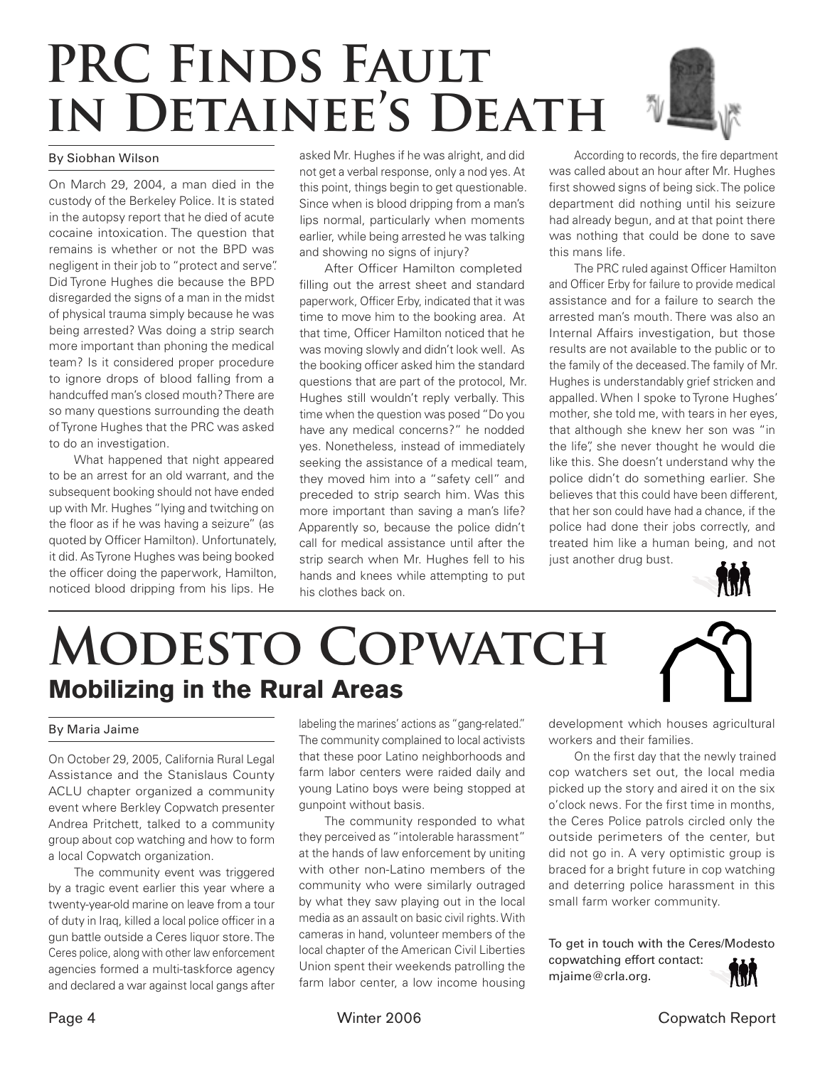# PRC Finds Fault in Detainee's Death

By Siobhan Wilson

On March 29, 2004, a man died in the custody of the Berkeley Police. It is stated in the autopsy report that he died of acute cocaine intoxication. The question that remains is whether or not the BPD was negligent in their job to "protect and serve". Did Tyrone Hughes die because the BPD disregarded the signs of a man in the midst of physical trauma simply because he was being arrested? Was doing a strip search more important than phoning the medical team? Is it considered proper procedure to ignore drops of blood falling from a handcuffed man's closed mouth? There are so many questions surrounding the death of Tyrone Hughes that the PRC was asked to do an investigation.

What happened that night appeared to be an arrest for an old warrant, and the subsequent booking should not have ended up with Mr. Hughes "lying and twitching on the floor as if he was having a seizure" (as quoted by Officer Hamilton). Unfortunately, it did. As Tyrone Hughes was being booked the officer doing the paperwork, Hamilton, noticed blood dripping from his lips. He asked Mr. Hughes if he was alright, and did not get a verbal response, only a nod yes. At this point, things begin to get questionable. Since when is blood dripping from a man's lips normal, particularly when moments earlier, while being arrested he was talking and showing no signs of injury?

After Officer Hamilton completed filling out the arrest sheet and standard paperwork, Officer Erby, indicated that it was time to move him to the booking area. At that time, Officer Hamilton noticed that he was moving slowly and didn't look well. As the booking officer asked him the standard questions that are part of the protocol, Mr. Hughes still wouldn't reply verbally. This time when the question was posed "Do you have any medical concerns?" he nodded yes. Nonetheless, instead of immediately seeking the assistance of a medical team, they moved him into a "safety cell" and preceded to strip search him. Was this more important than saving a man's life? Apparently so, because the police didn't call for medical assistance until after the strip search when Mr. Hughes fell to his hands and knees while attempting to put his clothes back on.

According to records, the fire department was called about an hour after Mr. Hughes first showed signs of being sick. The police department did nothing until his seizure had already begun, and at that point there was nothing that could be done to save this mans life.

The PRC ruled against Officer Hamilton and Officer Erby for failure to provide medical assistance and for a failure to search the arrested man's mouth. There was also an Internal Affairs investigation, but those results are not available to the public or to the family of the deceased. The family of Mr. Hughes is understandably grief stricken and appalled. When I spoke to Tyrone Hughes' mother, she told me, with tears in her eyes, that although she knew her son was "in the life", she never thought he would die like this. She doesn't understand why the police didn't do something earlier. She believes that this could have been different, that her son could have had a chance, if the police had done their jobs correctly, and treated him like a human being, and not just another drug bust.

# Modesto Copwatch

## Mobilizing in the Rural Areas

By Maria Jaime

On October 29, 2005, California Rural Legal Assistance and the Stanislaus County ACLU chapter organized a community event where Berkley Copwatch presenter Andrea Pritchett, talked to a community group about cop watching and how to form a local Copwatch organization.

The community event was triggered by a tragic event earlier this year where a twenty-year-old marine on leave from a tour of duty in Iraq, killed a local police officer in a gun battle outside a Ceres liquor store. The Ceres police, along with other law enforcement agencies formed a multi-taskforce agency and declared a war against local gangs after labeling the marines' actions as "gang-related." The community complained to local activists that these poor Latino neighborhoods and farm labor centers were raided daily and young Latino boys were being stopped at gunpoint without basis.

The community responded to what they perceived as "intolerable harassment" at the hands of law enforcement by uniting with other non-Latino members of the community who were similarly outraged by what they saw playing out in the local media as an assault on basic civil rights. With cameras in hand, volunteer members of the local chapter of the American Civil Liberties Union spent their weekends patrolling the farm labor center, a low income housing development which houses agricultural workers and their families.

On the first day that the newly trained cop watchers set out, the local media picked up the story and aired it on the six o'clock news. For the first time in months, the Ceres Police patrols circled only the outside perimeters of the center, but did not go in. A very optimistic group is braced for a bright future in cop watching and deterring police harassment in this small farm worker community.

To get in touch with the Ceres/Modesto copwatching effort contact: mjaime@crla.org.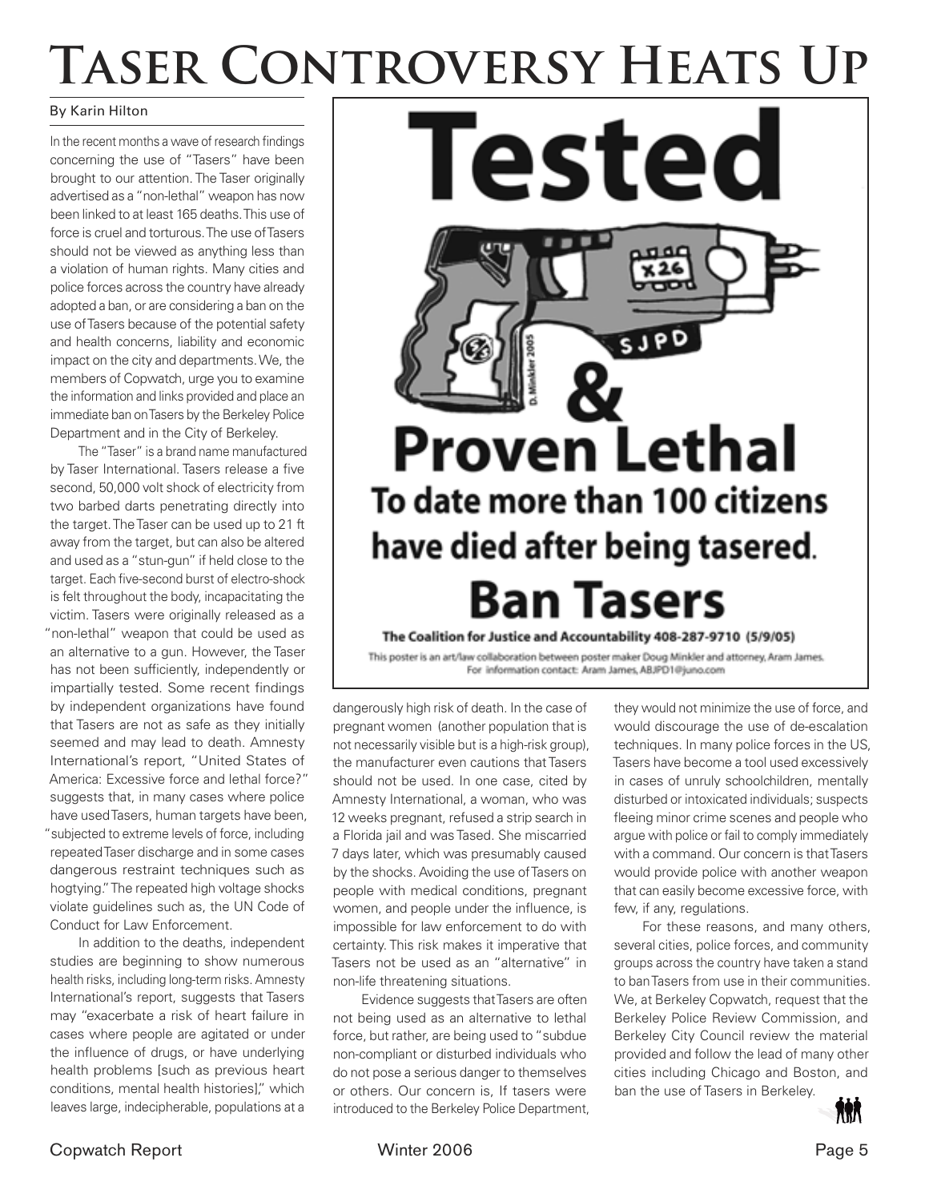# Taser Controversy Heats Up

By Karin Hilton

In the recent months a wave of research findings concerning the use of "Tasers" have been brought to our attention. The Taser originally advertised as a "non-lethal" weapon has now been linked to at least 165 deaths. This use of force is cruel and torturous. The use of Tasers should not be viewed as anything less than a violation of human rights. Many cities and police forces across the country have already adopted a ban, or are considering a ban on the use of Tasers because of the potential safety and health concerns, liability and economic impact on the city and departments. We, the members of Copwatch, urge you to examine the information and links provided and place an immediate ban on Tasers by the Berkeley Police Department and in the City of Berkeley.

The "Taser" is a brand name manufactured by Taser International. Tasers release a five second, 50,000 volt shock of electricity from two barbed darts penetrating directly into the target. The Taser can be used up to 21 ft away from the target, but can also be altered and used as a "stun-gun" if held close to the target. Each five-second burst of electro-shock is felt throughout the body, incapacitating the victim. Tasers were originally released as a "non-lethal" weapon that could be used as an alternative to a gun. However, the Taser has not been sufficiently, independently or impartially tested. Some recent findings by independent organizations have found that Tasers are not as safe as they initially seemed and may lead to death. Amnesty International's report, "United States of America: Excessive force and lethal force?" suggests that, in many cases where police have used Tasers, human targets have been, "subjected to extreme levels of force, including repeated Taser discharge and in some cases dangerous restraint techniques such as hogtying." The repeated high voltage shocks violate guidelines such as, the UN Code of Conduct for Law Enforcement.

In addition to the deaths, independent studies are beginning to show numerous health risks, including long-term risks. Amnesty International's report, suggests that Tasers may "exacerbate a risk of heart failure in cases where people are agitated or under the influence of drugs, or have underlying health problems [such as previous heart conditions, mental health histories]," which leaves large, indecipherable, populations at a dangerously high risk of death. In the case of pregnant women (another population that is not necessarily visible but is a high-risk group), the manufacturer even cautions that Tasers should not be used. In one case, cited by Amnesty International, a woman, who was 12 weeks pregnant, refused a strip search in a Florida jail and was Tased. She miscarried 7 days later, which was presumably caused by the shocks. Avoiding the use of Tasers on people with medical conditions, pregnant women, and people under the influence, is impossible for law enforcement to do with certainty. This risk makes it imperative that Tasers not be used as an "alternative" in non-life threatening situations.

Evidence suggests that Tasers are often not being used as an alternative to lethal force, but rather, are being used to "subdue non-compliant or disturbed individuals who do not pose a serious danger to themselves or others. Our concern is, If tasers were introduced to the Berkeley Police Department, they would not minimize the use of force, and would discourage the use of de-escalation techniques. In many police forces in the US, Tasers have become a tool used excessively in cases of unruly schoolchildren, mentally disturbed or intoxicated individuals; suspects fleeing minor crime scenes and people who argue with police or fail to comply immediately with a command. Our concern is that Tasers would provide police with another weapon that can easily become excessive force, with few, if any, regulations.

For these reasons, and many others, several cities, police forces, and community groups across the country have taken a stand to ban Tasers from use in their communities. We, at Berkeley Copwatch, request that the Berkeley Police Review Commission, and Berkeley City Council review the material provided and follow the lead of many other cities including Chicago and Boston, and ban the use of Tasers in Berkeley.

**Tested**

**&**

**Proven Lethal**

**To date more than 100 citizens have died after being tasered.**

**Ban Tasers**

**The Coalition for Justice and Accountability 408-287-9710 (5/9/05)**

This poster is an art/law collaboration between poster maker Doug Minkler and attorney, Aram James. For information contact: Aram James, ABJPD1@juno.com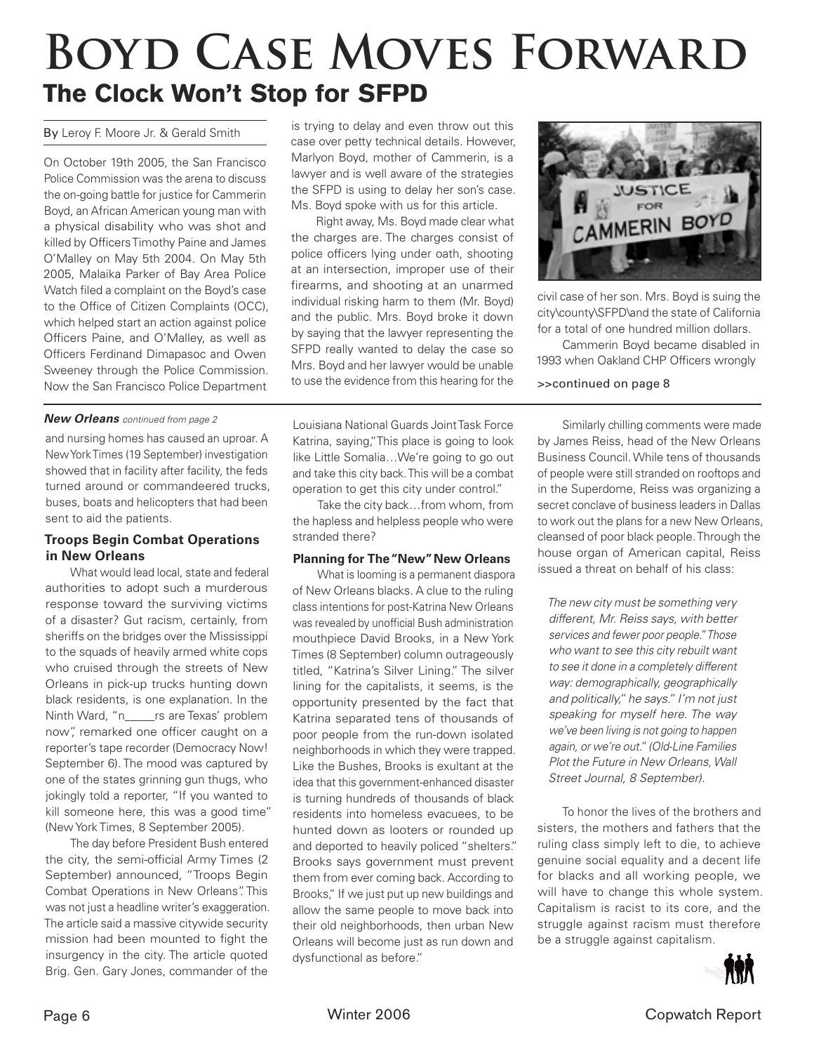# Boyd Case Moves Forward

## The Clock Won't Stop for SFPD

By Leroy F. Moore Jr. & Gerald Smith

On October 19th 2005, the San Francisco Police Commission was the arena to discuss the on-going battle for justice for Cammerin Boyd, an African American young man with a physical disability who was shot and killed by Officers Timothy Paine and James O'Malley on May 5th 2004. On May 5th 2005, Malaika Parker of Bay Area Police Watch filed a complaint on the Boyd's case to the Office of Citizen Complaints (OCC), which helped start an action against police Officers Paine, and O'Malley, as well as Officers Ferdinand Dimapasoc and Owen Sweeney through the Police Commission. Now the San Francisco Police Department is trying to delay and even throw out this case over petty technical details. However, Marlyon Boyd, mother of Cammerin, is a lawyer and is well aware of the strategies the SFPD is using to delay her son's case. Ms. Boyd spoke with us for this article.

Right away, Ms. Boyd made clear what the charges are. The charges consist of police officers lying under oath, shooting at an intersection, improper use of their firearms, and shooting at an unarmed individual risking harm to them (Mr. Boyd) and the public. Mrs. Boyd broke it down by saying that the lawyer representing the SFPD really wanted to delay the case so Mrs. Boyd and her lawyer would be unable to use the evidence from this hearing for the civil case of her son. Mrs. Boyd is suing the city\county\SFPD\and the state of California for a total of one hundred million dollars.

Cammerin Boyd became disabled in 1993 when Oakland CHP Officers wrongly

>>continued on page 8

---

***New Orleans*** *continued from page 2*

and nursing homes has caused an uproar. A New York Times (19 September) investigation showed that in facility after facility, the feds turned around or commandeered trucks, buses, boats and helicopters that had been sent to aid the patients.

### Troops Begin Combat Operations in New Orleans

What would lead local, state and federal authorities to adopt such a murderous response toward the surviving victims of a disaster? Gut racism, certainly, from sheriffs on the bridges over the Mississippi to the squads of heavily armed white cops who cruised through the streets of New Orleans in pick-up trucks hunting down black residents, is one explanation. In the Ninth Ward, "n_____rs are Texas' problem now", remarked one officer caught on a reporter's tape recorder (Democracy Now! September 6). The mood was captured by one of the states grinning gun thugs, who jokingly told a reporter, "If you wanted to kill someone here, this was a good time" (New York Times, 8 September 2005).

The day before President Bush entered the city, the semi-official Army Times (2 September) announced, "Troops Begin Combat Operations in New Orleans". This was not just a headline writer's exaggeration. The article said a massive citywide security mission had been mounted to fight the insurgency in the city. The article quoted Brig. Gen. Gary Jones, commander of the Louisiana National Guards Joint Task Force Katrina, saying,"This place is going to look like Little Somalia…We're going to go out and take this city back. This will be a combat operation to get this city under control."

Take the city back…from whom, from the hapless and helpless people who were stranded there?

### Planning for The "New" New Orleans

What is looming is a permanent diaspora of New Orleans blacks. A clue to the ruling class intentions for post-Katrina New Orleans was revealed by unofficial Bush administration mouthpiece David Brooks, in a New York Times (8 September) column outrageously titled, "Katrina's Silver Lining." The silver lining for the capitalists, it seems, is the opportunity presented by the fact that Katrina separated tens of thousands of poor people from the run-down isolated neighborhoods in which they were trapped. Like the Bushes, Brooks is exultant at the idea that this government-enhanced disaster is turning hundreds of thousands of black residents into homeless evacuees, to be hunted down as looters or rounded up and deported to heavily policed "shelters." Brooks says government must prevent them from ever coming back. According to Brooks," If we just put up new buildings and allow the same people to move back into their old neighborhoods, then urban New Orleans will become just as run down and dysfunctional as before."

Similarly chilling comments were made by James Reiss, head of the New Orleans Business Council. While tens of thousands of people were still stranded on rooftops and in the Superdome, Reiss was organizing a secret conclave of business leaders in Dallas to work out the plans for a new New Orleans, cleansed of poor black people. Through the house organ of American capital, Reiss issued a threat on behalf of his class:

> *The new city must be something very different, Mr. Reiss says, with better services and fewer poor people." Those who want to see this city rebuilt want to see it done in a completely different way: demographically, geographically and politically," he says." I'm not just speaking for myself here. The way we've been living is not going to happen again, or we're out." (Old-Line Families Plot the Future in New Orleans, Wall Street Journal, 8 September).*

To honor the lives of the brothers and sisters, the mothers and fathers that the ruling class simply left to die, to achieve genuine social equality and a decent life for blacks and all working people, we will have to change this whole system. Capitalism is racist to its core, and the struggle against racism must therefore be a struggle against capitalism.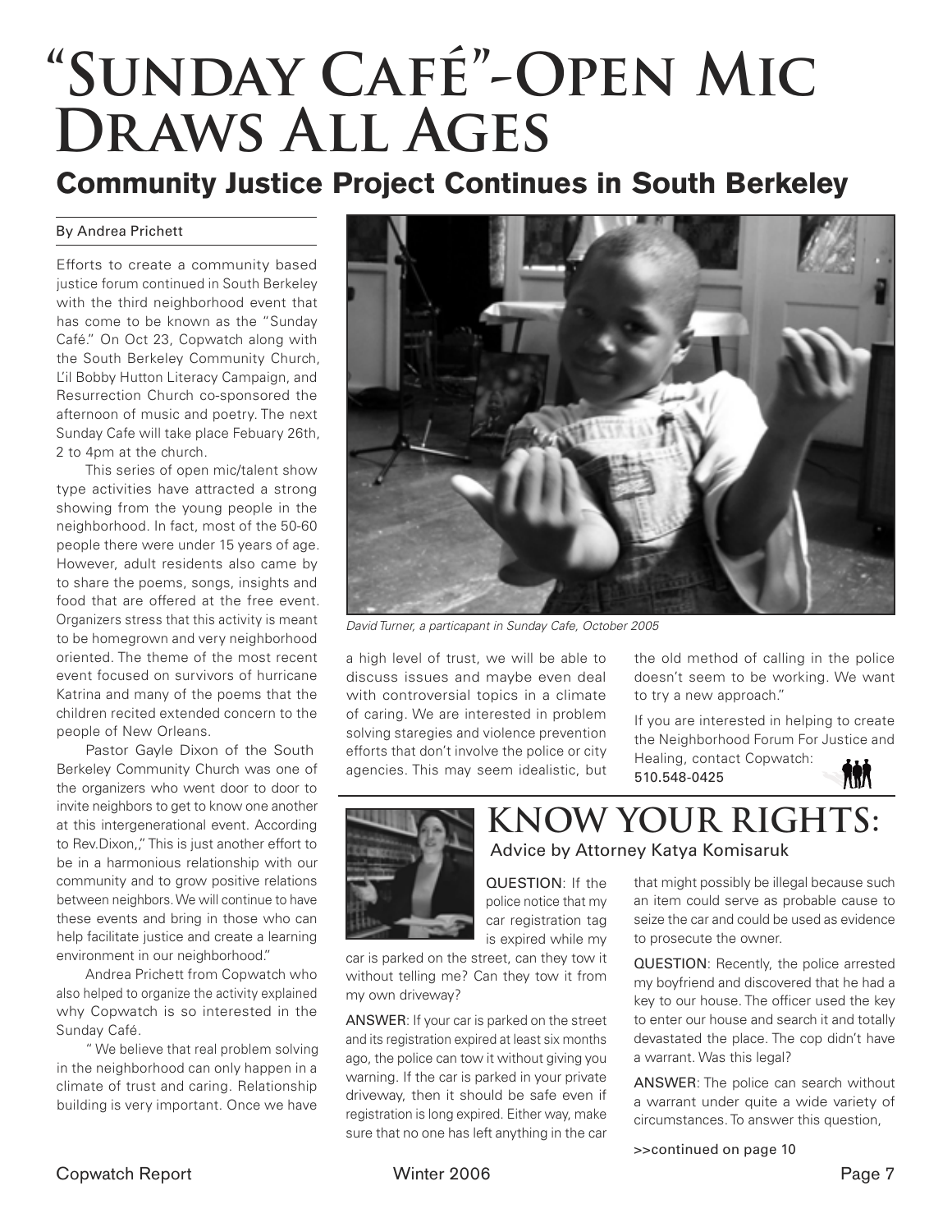# "Sunday Café"-Open Mic Draws All Ages

## Community Justice Project Continues in South Berkeley

By Andrea Prichett

Efforts to create a community based justice forum continued in South Berkeley with the third neighborhood event that has come to be known as the "Sunday Café." On Oct 23, Copwatch along with the South Berkeley Community Church, L'il Bobby Hutton Literacy Campaign, and Resurrection Church co-sponsored the afternoon of music and poetry. The next Sunday Cafe will take place Febuary 26th, 2 to 4pm at the church.

This series of open mic/talent show type activities have attracted a strong showing from the young people in the neighborhood. In fact, most of the 50-60 people there were under 15 years of age. However, adult residents also came by to share the poems, songs, insights and food that are offered at the free event. Organizers stress that this activity is meant to be homegrown and very neighborhood oriented. The theme of the most recent event focused on survivors of hurricane Katrina and many of the poems that the children recited extended concern to the people of New Orleans.

Pastor Gayle Dixon of the South Berkeley Community Church was one of the organizers who went door to door to invite neighbors to get to know one another at this intergenerational event. According to Rev.Dixon,," This is just another effort to be in a harmonious relationship with our community and to grow positive relations between neighbors. We will continue to have these events and bring in those who can help facilitate justice and create a learning environment in our neighborhood."

Andrea Prichett from Copwatch who also helped to organize the activity explained why Copwatch is so interested in the Sunday Café.

" We believe that real problem solving in the neighborhood can only happen in a climate of trust and caring. Relationship building is very important. Once we have a high level of trust, we will be able to discuss issues and maybe even deal with controversial topics in a climate of caring. We are interested in problem solving staregies and violence prevention efforts that don't involve the police or city agencies. This may seem idealistic, but the old method of calling in the police doesn't seem to be working. We want to try a new approach."

*David Turner, a particapant in Sunday Cafe, October 2005*

If you are interested in helping to create the Neighborhood Forum For Justice and Healing, contact Copwatch: 510.548-0425

## Know Your Rights:

Advice by Attorney Katya Komisaruk

QUESTION: If the police notice that my car registration tag is expired while my car is parked on the street, can they tow it without telling me? Can they tow it from my own driveway?

ANSWER: If your car is parked on the street and its registration expired at least six months ago, the police can tow it without giving you warning. If the car is parked in your private driveway, then it should be safe even if registration is long expired. Either way, make sure that no one has left anything in the car that might possibly be illegal because such an item could serve as probable cause to seize the car and could be used as evidence to prosecute the owner.

QUESTION: Recently, the police arrested my boyfriend and discovered that he had a key to our house. The officer used the key to enter our house and search it and totally devastated the place. The cop didn't have a warrant. Was this legal?

ANSWER: The police can search without a warrant under quite a wide variety of circumstances. To answer this question,

>>continued on page 10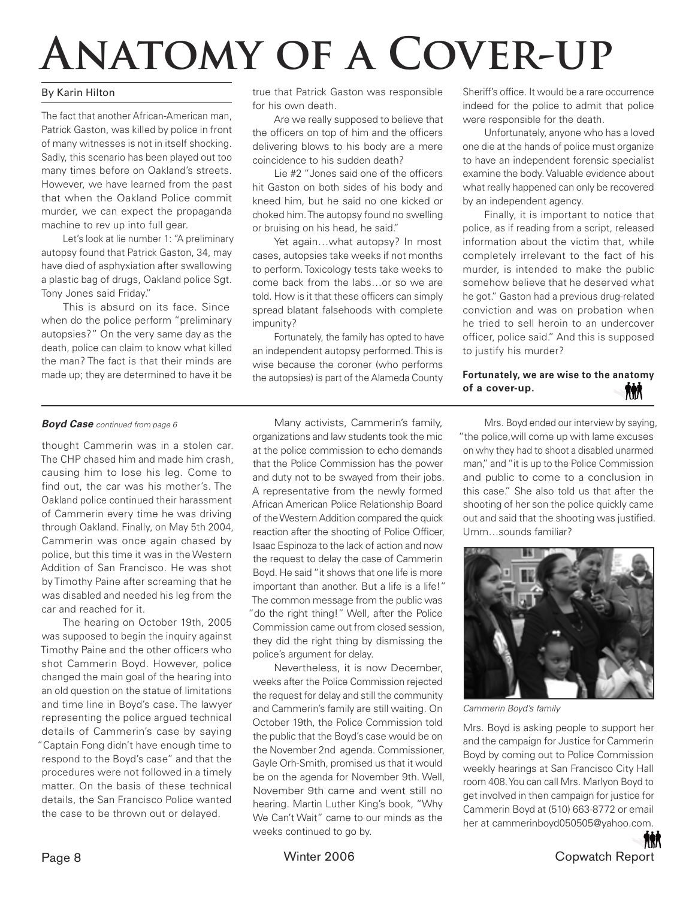# Anatomy of a Cover-up

By Karin Hilton

The fact that another African-American man, Patrick Gaston, was killed by police in front of many witnesses is not in itself shocking. Sadly, this scenario has been played out too many times before on Oakland's streets. However, we have learned from the past that when the Oakland Police commit murder, we can expect the propaganda machine to rev up into full gear.

Let's look at lie number 1: "A preliminary autopsy found that Patrick Gaston, 34, may have died of asphyxiation after swallowing a plastic bag of drugs, Oakland police Sgt. Tony Jones said Friday."

This is absurd on its face. Since when do the police perform "preliminary autopsies?" On the very same day as the death, police can claim to know what killed the man? The fact is that their minds are made up; they are determined to have it be true that Patrick Gaston was responsible for his own death.

Are we really supposed to believe that the officers on top of him and the officers delivering blows to his body are a mere coincidence to his sudden death?

Lie #2 "Jones said one of the officers hit Gaston on both sides of his body and kneed him, but he said no one kicked or choked him. The autopsy found no swelling or bruising on his head, he said."

Yet again…what autopsy? In most cases, autopsies take weeks if not months to perform. Toxicology tests take weeks to come back from the labs…or so we are told. How is it that these officers can simply spread blatant falsehoods with complete impunity?

Fortunately, the family has opted to have an independent autopsy performed. This is wise because the coroner (who performs the autopsies) is part of the Alameda County Sheriff's office. It would be a rare occurrence indeed for the police to admit that police were responsible for the death.

Unfortunately, anyone who has a loved one die at the hands of police must organize to have an independent forensic specialist examine the body. Valuable evidence about what really happened can only be recovered by an independent agency.

Finally, it is important to notice that police, as if reading from a script, released information about the victim that, while completely irrelevant to the fact of his murder, is intended to make the public somehow believe that he deserved what he got." Gaston had a previous drug-related conviction and was on probation when he tried to sell heroin to an undercover officer, police said." And this is supposed to justify his murder?

**Fortunately, we are wise to the anatomy of a cover-up.**

---

***Boyd Case*** *continued from page 6*

thought Cammerin was in a stolen car. The CHP chased him and made him crash, causing him to lose his leg. Come to find out, the car was his mother's. The Oakland police continued their harassment of Cammerin every time he was driving through Oakland. Finally, on May 5th 2004, Cammerin was once again chased by police, but this time it was in the Western Addition of San Francisco. He was shot by Timothy Paine after screaming that he was disabled and needed his leg from the car and reached for it.

The hearing on October 19th, 2005 was supposed to begin the inquiry against Timothy Paine and the other officers who shot Cammerin Boyd. However, police changed the main goal of the hearing into an old question on the statue of limitations and time line in Boyd's case. The lawyer representing the police argued technical details of Cammerin's case by saying "Captain Fong didn't have enough time to respond to the Boyd's case" and that the procedures were not followed in a timely matter. On the basis of these technical details, the San Francisco Police wanted the case to be thrown out or delayed.

Many activists, Cammerin's family, organizations and law students took the mic at the police commission to echo demands that the Police Commission has the power and duty not to be swayed from their jobs. A representative from the newly formed African American Police Relationship Board of the Western Addition compared the quick reaction after the shooting of Police Officer, Isaac Espinoza to the lack of action and now the request to delay the case of Cammerin Boyd. He said "it shows that one life is more important than another. But a life is a life!" The common message from the public was "do the right thing!" Well, after the Police Commission came out from closed session, they did the right thing by dismissing the police's argument for delay.

Nevertheless, it is now December, weeks after the Police Commission rejected the request for delay and still the community and Cammerin's family are still waiting. On October 19th, the Police Commission told the public that the Boyd's case would be on the November 2nd agenda. Commissioner, Gayle Orh-Smith, promised us that it would be on the agenda for November 9th. Well, November 9th came and went still no hearing. Martin Luther King's book, "Why We Can't Wait" came to our minds as the weeks continued to go by.

Mrs. Boyd ended our interview by saying, "the police,will come up with lame excuses on why they had to shoot a disabled unarmed man," and "it is up to the Police Commission and public to come to a conclusion in this case." She also told us that after the shooting of her son the police quickly came out and said that the shooting was justified. Umm…sounds familiar?

*Cammerin Boyd's family*

Mrs. Boyd is asking people to support her and the campaign for Justice for Cammerin Boyd by coming out to Police Commission weekly hearings at San Francisco City Hall room 408. You can call Mrs. Marlyon Boyd to get involved in then campaign for justice for Cammerin Boyd at (510) 663-8772 or email her at cammerinboyd050505@yahoo.com.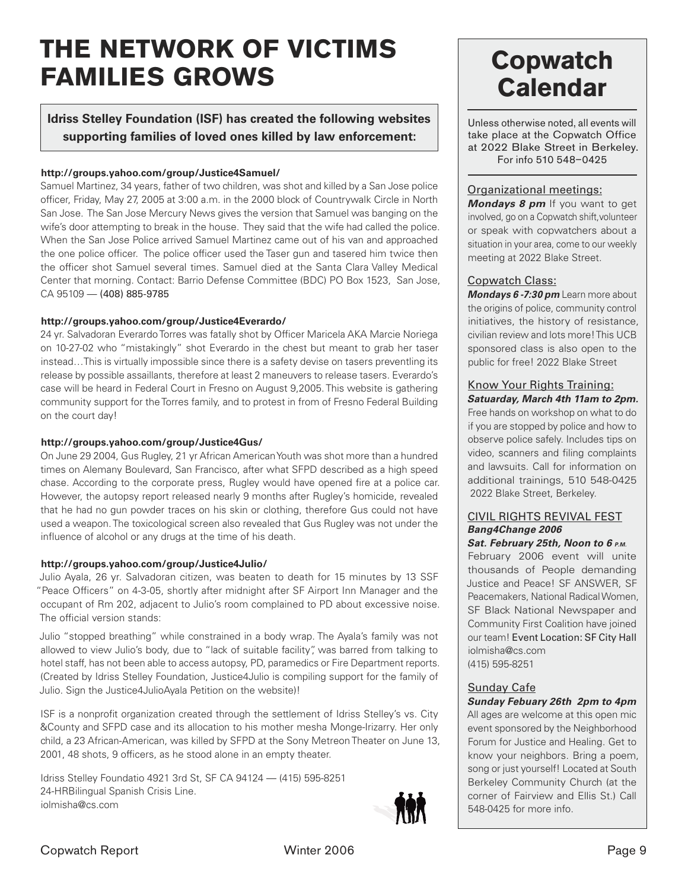# THE NETWORK OF VICTIMS FAMILIES GROWS

**Idriss Stelley Foundation (ISF) has created the following websites supporting families of loved ones killed by law enforcement:**

**http://groups.yahoo.com/group/Justice4Samuel/**

Samuel Martinez, 34 years, father of two children, was shot and killed by a San Jose police officer, Friday, May 27, 2005 at 3:00 a.m. in the 2000 block of Countrywalk Circle in North San Jose. The San Jose Mercury News gives the version that Samuel was banging on the wife's door attempting to break in the house. They said that the wife had called the police. When the San Jose Police arrived Samuel Martinez came out of his van and approached the one police officer. The police officer used the Taser gun and tasered him twice then the officer shot Samuel several times. Samuel died at the Santa Clara Valley Medical Center that morning. Contact: Barrio Defense Committee (BDC) PO Box 1523, San Jose, CA 95109 — (408) 885-9785

**http://groups.yahoo.com/group/Justice4Everardo/**

24 yr. Salvadoran Everardo Torres was fatally shot by Officer Maricela AKA Marcie Noriega on 10-27-02 who "mistakingly" shot Everardo in the chest but meant to grab her taser instead…This is virtually impossible since there is a safety devise on tasers preventling its release by possible assailants, therefore at least 2 maneuvers to release tasers. Everardo's case will be heard in Federal Court in Fresno on August 9,2005. This website is gathering community support for the Torres family, and to protest in from of Fresno Federal Building on the court day!

**http://groups.yahoo.com/group/Justice4Gus/**

On June 29 2004, Gus Rugley, 21 yr African American Youth was shot more than a hundred times on Alemany Boulevard, San Francisco, after what SFPD described as a high speed chase. According to the corporate press, Rugley would have opened fire at a police car. However, the autopsy report released nearly 9 months after Rugley's homicide, revealed that he had no gun powder traces on his skin or clothing, therefore Gus could not have used a weapon. The toxicological screen also revealed that Gus Rugley was not under the influence of alcohol or any drugs at the time of his death.

**http://groups.yahoo.com/group/Justice4Julio/**

Julio Ayala, 26 yr. Salvadoran citizen, was beaten to death for 15 minutes by 13 SSF "Peace Officers" on 4-3-05, shortly after midnight after SF Airport Inn Manager and the occupant of Rm 202, adjacent to Julio's room complained to PD about excessive noise. The official version stands:

Julio "stopped breathing" while constrained in a body wrap. The Ayala's family was not allowed to view Julio's body, due to "lack of suitable facility", was barred from talking to hotel staff, has not been able to access autopsy, PD, paramedics or Fire Department reports. (Created by Idriss Stelley Foundation, Justice4Julio is compiling support for the family of Julio. Sign the Justice4JulioAyala Petition on the website)!

ISF is a nonprofit organization created through the settlement of Idriss Stelley's vs. City &County and SFPD case and its allocation to his mother mesha Monge-Irizarry. Her only child, a 23 African-American, was killed by SFPD at the Sony Metreon Theater on June 13, 2001, 48 shots, 9 officers, as he stood alone in an empty theater.

Idriss Stelley Foundatio 4921 3rd St, SF CA 94124 — (415) 595-8251
24-HRBilingual Spanish Crisis Line.
iolmisha@cs.com

# Copwatch Calendar

Unless otherwise noted, all events will take place at the Copwatch Office at 2022 Blake Street in Berkeley. For info 510 548–0425

## Organizational meetings:

***Mondays 8 pm*** If you want to get involved, go on a Copwatch shift, volunteer or speak with copwatchers about a situation in your area, come to our weekly meeting at 2022 Blake Street.

## Copwatch Class:

***Mondays 6 -7:30 pm*** Learn more about the origins of police, community control initiatives, the history of resistance, civilian review and lots more! This UCB sponsored class is also open to the public for free! 2022 Blake Street

## Know Your Rights Training:

***Saturday, March 4th 11am to 2pm.*** Free hands on workshop on what to do if you are stopped by police and how to observe police safely. Includes tips on video, scanners and filing complaints and lawsuits. Call for information on additional trainings, 510 548-0425 2022 Blake Street, Berkeley.

## CIVIL RIGHTS REVIVAL FEST

***Bang4Change 2006***

***Sat. February 25th, Noon to 6 P.M.***

February 2006 event will unite thousands of People demanding Justice and Peace! SF ANSWER, SF Peacemakers, National Radical Women, SF Black National Newspaper and Community First Coalition have joined our team! Event Location: SF City Hall
iolmisha@cs.com
(415) 595-8251

## Sunday Cafe

***Sunday Febuary 26th 2pm to 4pm*** All ages are welcome at this open mic event sponsored by the Neighborhood Forum for Justice and Healing. Get to know your neighbors. Bring a poem, song or just yourself! Located at South Berkeley Community Church (at the corner of Fairview and Ellis St.) Call 548-0425 for more info.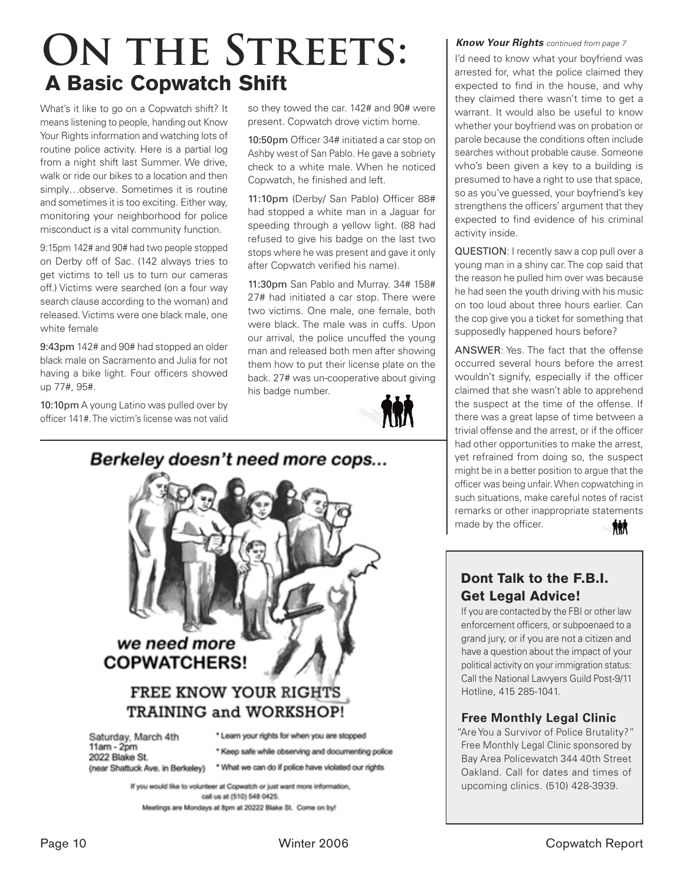# On the Streets:

## A Basic Copwatch Shift

What's it like to go on a Copwatch shift? It means listening to people, handing out Know Your Rights information and watching lots of routine police activity. Here is a partial log from a night shift last Summer. We drive, walk or ride our bikes to a location and then simply…observe. Sometimes it is routine and sometimes it is too exciting. Either way, monitoring your neighborhood for police misconduct is a vital community function.

9:15pm 142# and 90# had two people stopped on Derby off of Sac. (142 always tries to get victims to tell us to turn our cameras off.) Victims were searched (on a four way search clause according to the woman) and released. Victims were one black male, one white female

9:43pm 142# and 90# had stopped an older black male on Sacramento and Julia for not having a bike light. Four officers showed up 77#, 95#.

10:10pm A young Latino was pulled over by officer 141#. The victim's license was not valid so they towed the car. 142# and 90# were present. Copwatch drove victim home.

10:50pm Officer 34# initiated a car stop on Ashby west of San Pablo. He gave a sobriety check to a white male. When he noticed Copwatch, he finished and left.

11:10pm (Derby/ San Pablo) Officer 88# had stopped a white man in a Jaguar for speeding through a yellow light. (88 had refused to give his badge on the last two stops where he was present and gave it only after Copwatch verified his name).

11:30pm San Pablo and Murray. 34# 158# 27# had initiated a car stop. There were two victims. One male, one female, both were black. The male was in cuffs. Upon our arrival, the police uncuffed the young man and released both men after showing them how to put their license plate on the back. 27# was un-cooperative about giving his badge number.

**Berkeley doesn't need more cops...**

**we need more COPWATCHERS!**

**FREE KNOW YOUR RIGHTS TRAINING and WORKSHOP!**

Saturday, March 4th
11am - 2pm
2022 Blake St.
(near Shattuck Ave. in Berkeley)

* Learn your rights for when you are stopped
* Keep safe while observing and documenting police
* What we can do if police have violated our rights

If you would like to volunteer at Copwatch or just want more information, call us at (510) 548 0425.
Meetings are Mondays at 8pm at 20222 Blake St. Come on by!

***Know Your Rights*** *continued from page 7*

I'd need to know what your boyfriend was arrested for, what the police claimed they expected to find in the house, and why they claimed there wasn't time to get a warrant. It would also be useful to know whether your boyfriend was on probation or parole because the conditions often include searches without probable cause. Someone who's been given a key to a building is presumed to have a right to use that space, so as you've guessed, your boyfriend's key strengthens the officers' argument that they expected to find evidence of his criminal activity inside.

QUESTION: I recently saw a cop pull over a young man in a shiny car. The cop said that the reason he pulled him over was because he had seen the youth driving with his music on too loud about three hours earlier. Can the cop give you a ticket for something that supposedly happened hours before?

ANSWER: Yes. The fact that the offense occurred several hours before the arrest wouldn't signify, especially if the officer claimed that she wasn't able to apprehend the suspect at the time of the offense. If there was a great lapse of time between a trivial offense and the arrest, or if the officer had other opportunities to make the arrest, yet refrained from doing so, the suspect might be in a better position to argue that the officer was being unfair. When copwatching in such situations, make careful notes of racist remarks or other inappropriate statements made by the officer.

### Dont Talk to the F.B.I. Get Legal Advice!

If you are contacted by the FBI or other law enforcement officers, or subpoenaed to a grand jury, or if you are not a citizen and have a question about the impact of your political activity on your immigration status: Call the National Lawyers Guild Post-9/11 Hotline, 415 285-1041.

### Free Monthly Legal Clinic

"Are You a Survivor of Police Brutality?" Free Monthly Legal Clinic sponsored by Bay Area Policewatch 344 40th Street Oakland. Call for dates and times of upcoming clinics. (510) 428-3939.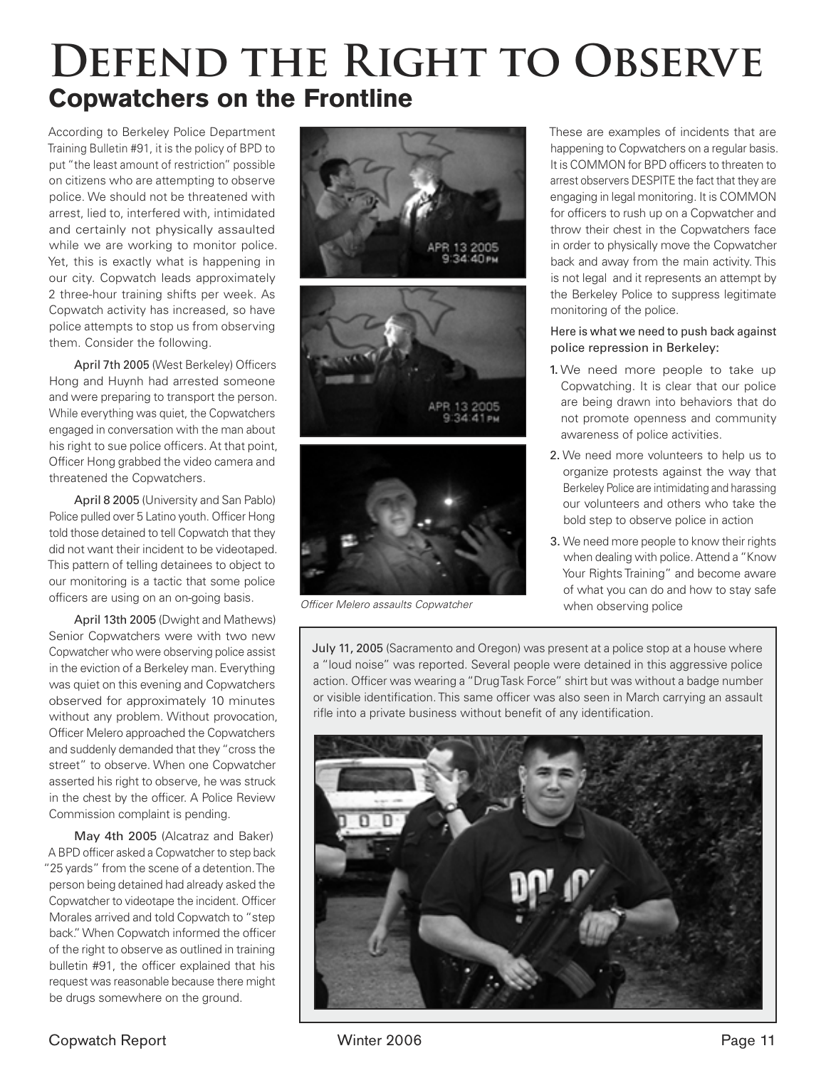# Defend the Right to Observe

## Copwatchers on the Frontline

According to Berkeley Police Department Training Bulletin #91, it is the policy of BPD to put "the least amount of restriction" possible on citizens who are attempting to observe police. We should not be threatened with arrest, lied to, interfered with, intimidated and certainly not physically assaulted while we are working to monitor police. Yet, this is exactly what is happening in our city. Copwatch leads approximately 2 three-hour training shifts per week. As Copwatch activity has increased, so have police attempts to stop us from observing them. Consider the following.

April 7th 2005 (West Berkeley) Officers Hong and Huynh had arrested someone and were preparing to transport the person. While everything was quiet, the Copwatchers engaged in conversation with the man about his right to sue police officers. At that point, Officer Hong grabbed the video camera and threatened the Copwatchers.

April 8 2005 (University and San Pablo) Police pulled over 5 Latino youth. Officer Hong told those detained to tell Copwatch that they did not want their incident to be videotaped. This pattern of telling detainees to object to our monitoring is a tactic that some police officers are using on an on-going basis.

April 13th 2005 (Dwight and Mathews) Senior Copwatchers were with two new Copwatcher who were observing police assist in the eviction of a Berkeley man. Everything was quiet on this evening and Copwatchers observed for approximately 10 minutes without any problem. Without provocation, Officer Melero approached the Copwatchers and suddenly demanded that they "cross the street" to observe. When one Copwatcher asserted his right to observe, he was struck in the chest by the officer. A Police Review Commission complaint is pending.

May 4th 2005 (Alcatraz and Baker) A BPD officer asked a Copwatcher to step back "25 yards" from the scene of a detention. The person being detained had already asked the Copwatcher to videotape the incident. Officer Morales arrived and told Copwatch to "step back." When Copwatch informed the officer of the right to observe as outlined in training bulletin #91, the officer explained that his request was reasonable because there might be drugs somewhere on the ground.

*Officer Melero assaults Copwatcher*

These are examples of incidents that are happening to Copwatchers on a regular basis. It is COMMON for BPD officers to threaten to arrest observers DESPITE the fact that they are engaging in legal monitoring. It is COMMON for officers to rush up on a Copwatcher and throw their chest in the Copwatchers face in order to physically move the Copwatcher back and away from the main activity. This is not legal and it represents an attempt by the Berkeley Police to suppress legitimate monitoring of the police.

Here is what we need to push back against police repression in Berkeley:

1. We need more people to take up Copwatching. It is clear that our police are being drawn into behaviors that do not promote openness and community awareness of police activities.
2. We need more volunteers to help us to organize protests against the way that Berkeley Police are intimidating and harassing our volunteers and others who take the bold step to observe police in action
3. We need more people to know their rights when dealing with police. Attend a "Know Your Rights Training" and become aware of what you can do and how to stay safe when observing police

July 11, 2005 (Sacramento and Oregon) was present at a police stop at a house where a "loud noise" was reported. Several people were detained in this aggressive police action. Officer was wearing a "Drug Task Force" shirt but was without a badge number or visible identification. This same officer was also seen in March carrying an assault rifle into a private business without benefit of any identification.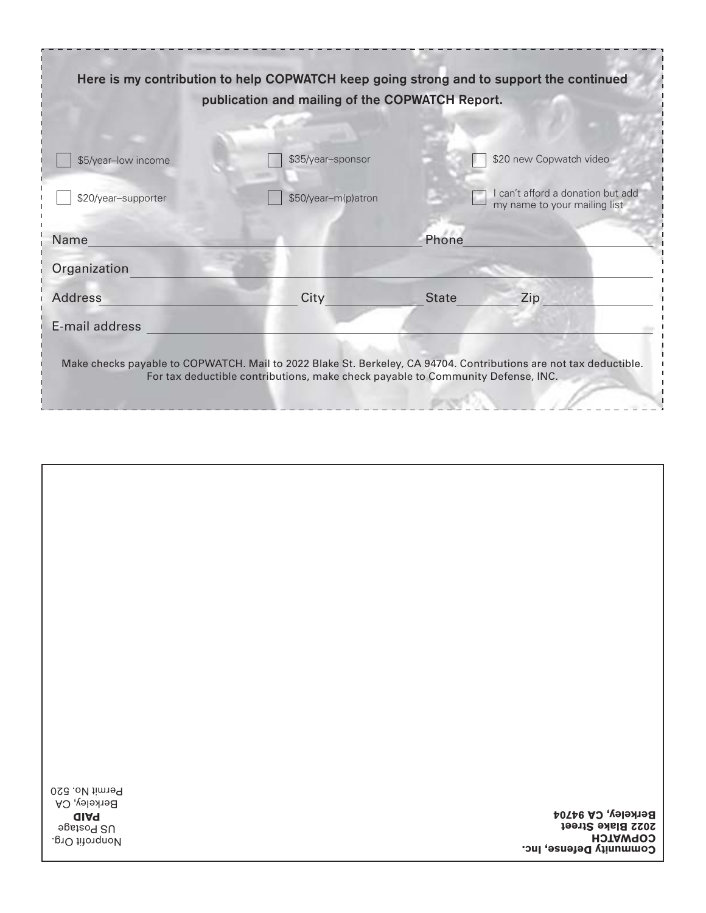**Here is my contribution to help COPWATCH keep going strong and to support the continued publication and mailing of the COPWATCH Report.**

- [ ] $5/year–low income
- [ ] $35/year–sponsor
- [ ] $20 new Copwatch video
- [ ] $20/year–supporter
- [ ] $50/year–m(p)atron
- [ ] I can't afford a donation but add my name to your mailing list

Name ______________________ Phone ______________________

Organization ______________________

Address ______________________ City ____________ State ________ Zip ____________

E-mail address ______________________

Make checks payable to COPWATCH. Mail to 2022 Blake St. Berkeley, CA 94704. Contributions are not tax deductible. For tax deductible contributions, make check payable to Community Defense, INC.

Nonprofit Org.
US Postage
**PAID**
Berkeley, CA
Permit No. 520

**Community Defense, Inc.**
**COPWATCH**
**2022 Blake Street**
**Berkeley, CA 94704**